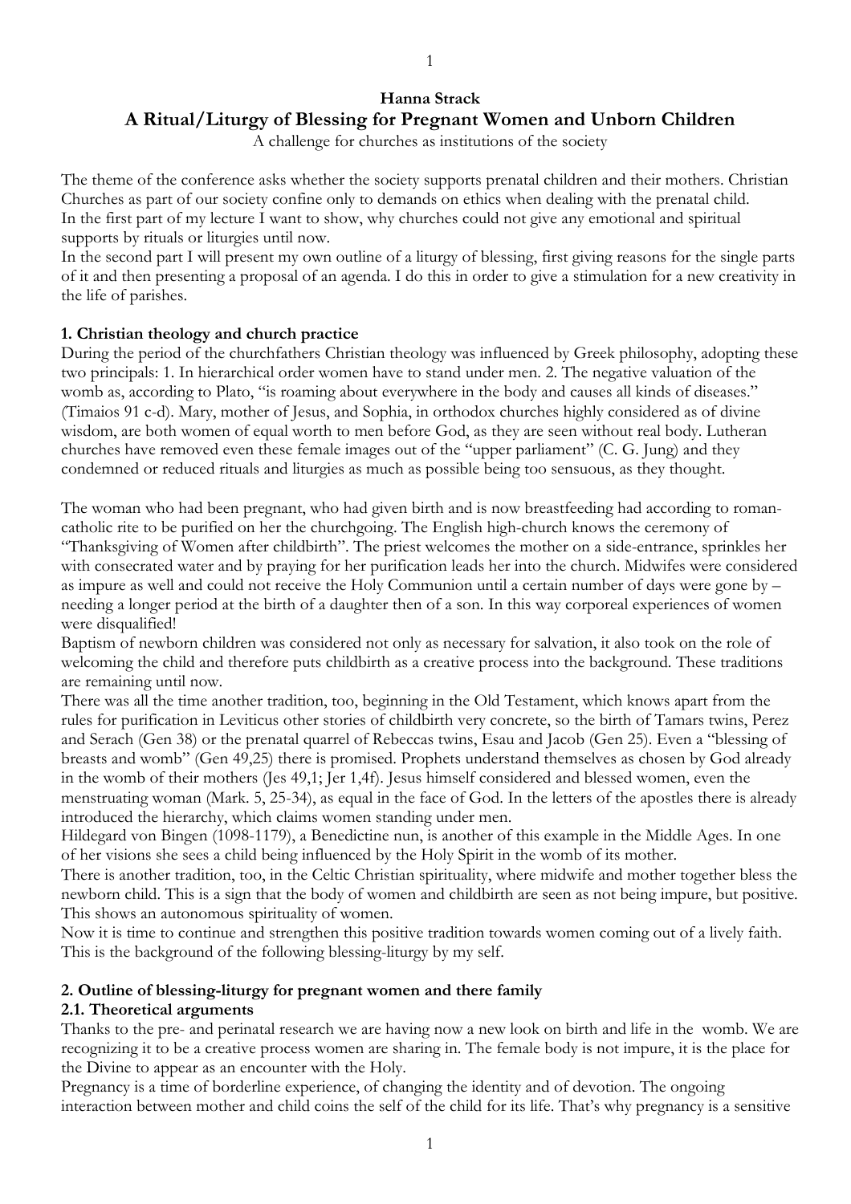**Hanna Strack**

# A Ritual/Liturgy of Blessing for Pregnant Women and Unborn Children

A challenge for churches as institutions of the society

The theme of the conference asks whether the society supports prenatal children and their mothers. Christian Churches as part of our society confine only to demands on ethics when dealing with the prenatal child.
In the first part of my lecture I want to show, why churches could not give any emotional and spiritual supports by rituals or liturgies until now.
In the second part I will present my own outline of a liturgy of blessing, first giving reasons for the single parts of it and then presenting a proposal of an agenda. I do this in order to give a stimulation for a new creativity in the life of parishes.

## 1. Christian theology and church practice

During the period of the churchfathers Christian theology was influenced by Greek philosophy, adopting these two principals: 1. In hierarchical order women have to stand under men. 2. The negative valuation of the womb as, according to Plato, "is roaming about everywhere in the body and causes all kinds of diseases." (Timaios 91 c-d). Mary, mother of Jesus, and Sophia, in orthodox churches highly considered as of divine wisdom, are both women of equal worth to men before God, as they are seen without real body. Lutheran churches have removed even these female images out of the "upper parliament" (C. G. Jung) and they condemned or reduced rituals and liturgies as much as possible being too sensuous, as they thought.

The woman who had been pregnant, who had given birth and is now breastfeeding had according to roman-catholic rite to be purified on her the churchgoing. The English high-church knows the ceremony of "Thanksgiving of Women after childbirth". The priest welcomes the mother on a side-entrance, sprinkles her with consecrated water and by praying for her purification leads her into the church. Midwifes were considered as impure as well and could not receive the Holy Communion until a certain number of days were gone by – needing a longer period at the birth of a daughter then of a son. In this way corporeal experiences of women were disqualified!
Baptism of newborn children was considered not only as necessary for salvation, it also took on the role of welcoming the child and therefore puts childbirth as a creative process into the background. These traditions are remaining until now.
There was all the time another tradition, too, beginning in the Old Testament, which knows apart from the rules for purification in Leviticus other stories of childbirth very concrete, so the birth of Tamars twins, Perez and Serach (Gen 38) or the prenatal quarrel of Rebeccas twins, Esau and Jacob (Gen 25). Even a "blessing of breasts and womb" (Gen 49,25) there is promised. Prophets understand themselves as chosen by God already in the womb of their mothers (Jes 49,1; Jer 1,4f). Jesus himself considered and blessed women, even the menstruating woman (Mark. 5, 25-34), as equal in the face of God. In the letters of the apostles there is already introduced the hierarchy, which claims women standing under men.
Hildegard von Bingen (1098-1179), a Benedictine nun, is another of this example in the Middle Ages. In one of her visions she sees a child being influenced by the Holy Spirit in the womb of its mother.
There is another tradition, too, in the Celtic Christian spirituality, where midwife and mother together bless the newborn child. This is a sign that the body of women and childbirth are seen as not being impure, but positive. This shows an autonomous spirituality of women.
Now it is time to continue and strengthen this positive tradition towards women coming out of a lively faith. This is the background of the following blessing-liturgy by my self.

## 2. Outline of blessing-liturgy for pregnant women and there family

### 2.1. Theoretical arguments

Thanks to the pre- and perinatal research we are having now a new look on birth and life in the womb. We are recognizing it to be a creative process women are sharing in. The female body is not impure, it is the place for the Divine to appear as an encounter with the Holy.
Pregnancy is a time of borderline experience, of changing the identity and of devotion. The ongoing interaction between mother and child coins the self of the child for its life. That's why pregnancy is a sensitive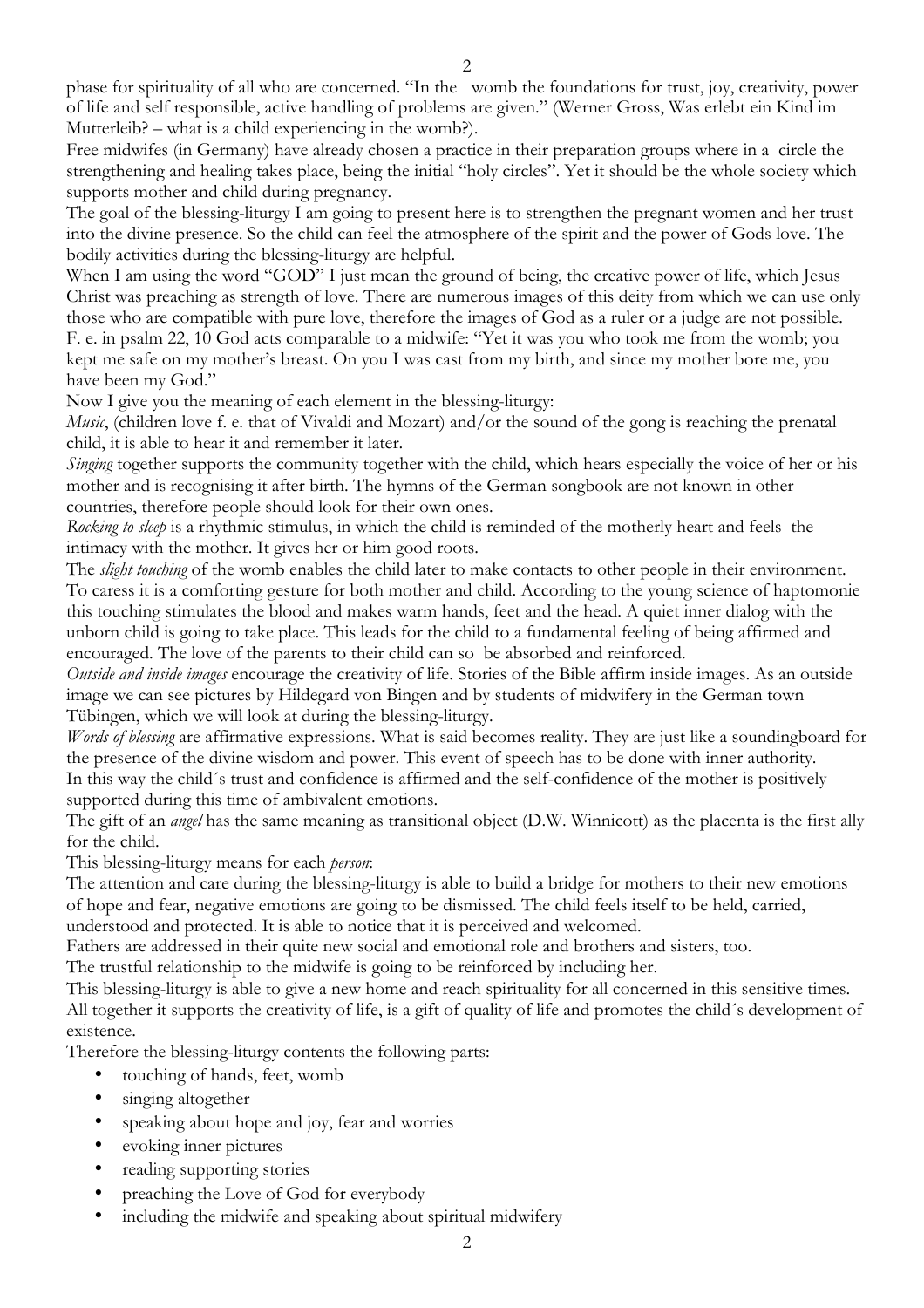phase for spirituality of all who are concerned. "In the womb the foundations for trust, joy, creativity, power of life and self responsible, active handling of problems are given." (Werner Gross, Was erlebt ein Kind im Mutterleib? – what is a child experiencing in the womb?).

Free midwifes (in Germany) have already chosen a practice in their preparation groups where in a circle the strengthening and healing takes place, being the initial "holy circles". Yet it should be the whole society which supports mother and child during pregnancy.

The goal of the blessing-liturgy I am going to present here is to strengthen the pregnant women and her trust into the divine presence. So the child can feel the atmosphere of the spirit and the power of Gods love. The bodily activities during the blessing-liturgy are helpful.

When I am using the word "GOD" I just mean the ground of being, the creative power of life, which Jesus Christ was preaching as strength of love. There are numerous images of this deity from which we can use only those who are compatible with pure love, therefore the images of God as a ruler or a judge are not possible. F. e. in psalm 22, 10 God acts comparable to a midwife: "Yet it was you who took me from the womb; you kept me safe on my mother's breast. On you I was cast from my birth, and since my mother bore me, you have been my God."

Now I give you the meaning of each element in the blessing-liturgy:

*Music*, (children love f. e. that of Vivaldi and Mozart) and/or the sound of the gong is reaching the prenatal child, it is able to hear it and remember it later.

*Singing* together supports the community together with the child, which hears especially the voice of her or his mother and is recognising it after birth. The hymns of the German songbook are not known in other countries, therefore people should look for their own ones.

*Rocking to sleep* is a rhythmic stimulus, in which the child is reminded of the motherly heart and feels the intimacy with the mother. It gives her or him good roots.

The *slight touching* of the womb enables the child later to make contacts to other people in their environment. To caress it is a comforting gesture for both mother and child. According to the young science of haptomonie this touching stimulates the blood and makes warm hands, feet and the head. A quiet inner dialog with the unborn child is going to take place. This leads for the child to a fundamental feeling of being affirmed and encouraged. The love of the parents to their child can so be absorbed and reinforced.

*Outside and inside images* encourage the creativity of life. Stories of the Bible affirm inside images. As an outside image we can see pictures by Hildegard von Bingen and by students of midwifery in the German town Tübingen, which we will look at during the blessing-liturgy.

*Words of blessing* are affirmative expressions. What is said becomes reality. They are just like a soundingboard for the presence of the divine wisdom and power. This event of speech has to be done with inner authority.
In this way the child´s trust and confidence is affirmed and the self-confidence of the mother is positively supported during this time of ambivalent emotions.

The gift of an *angel* has the same meaning as transitional object (D.W. Winnicott) as the placenta is the first ally for the child.

This blessing-liturgy means for each *person*:

The attention and care during the blessing-liturgy is able to build a bridge for mothers to their new emotions of hope and fear, negative emotions are going to be dismissed. The child feels itself to be held, carried, understood and protected. It is able to notice that it is perceived and welcomed.

Fathers are addressed in their quite new social and emotional role and brothers and sisters, too.

The trustful relationship to the midwife is going to be reinforced by including her.

This blessing-liturgy is able to give a new home and reach spirituality for all concerned in this sensitive times. All together it supports the creativity of life, is a gift of quality of life and promotes the child´s development of existence.

Therefore the blessing-liturgy contents the following parts:

- touching of hands, feet, womb
- singing altogether
- speaking about hope and joy, fear and worries
- evoking inner pictures
- reading supporting stories
- preaching the Love of God for everybody
- including the midwife and speaking about spiritual midwifery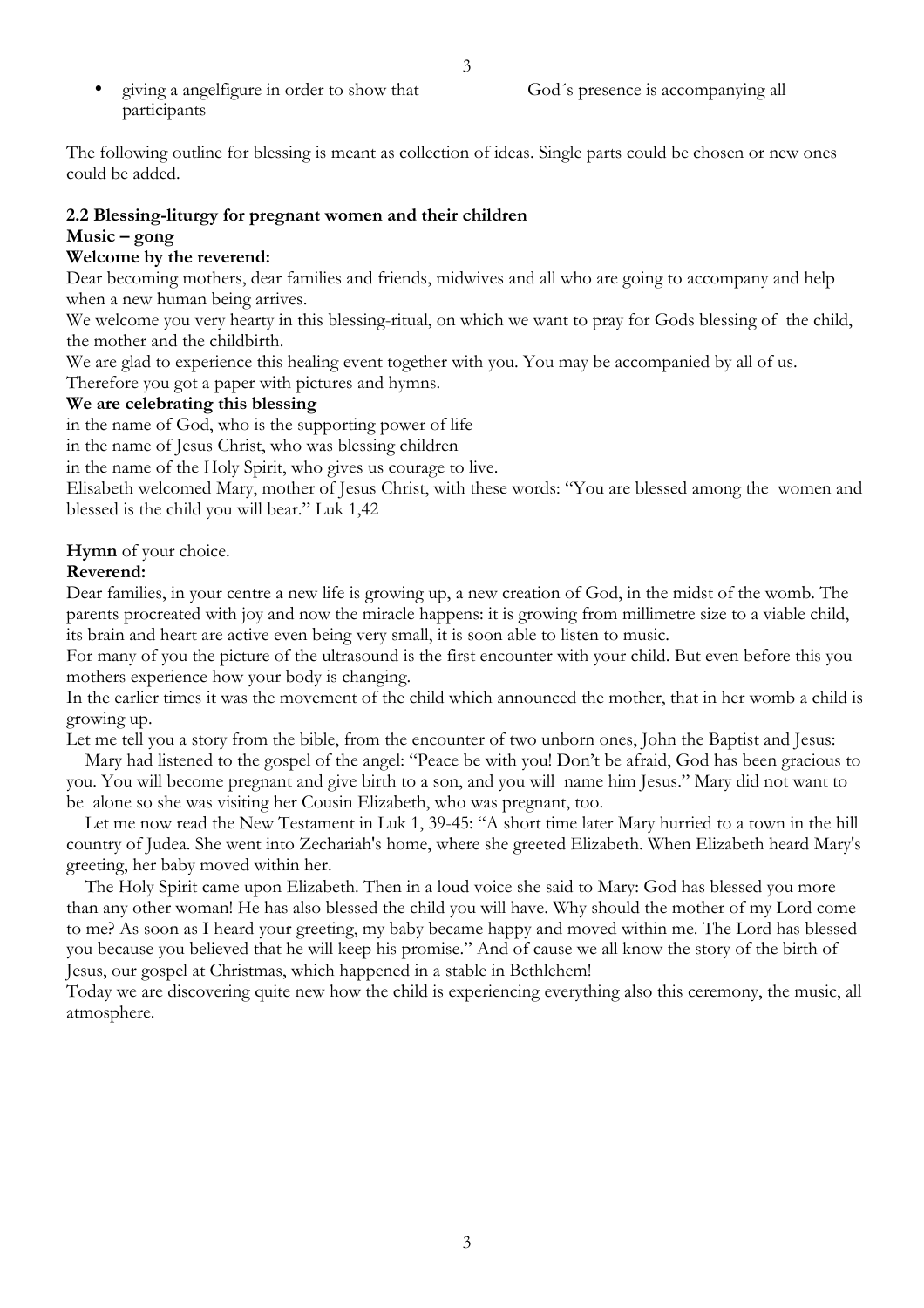- giving a angelfigure in order to show that God´s presence is accompanying all participants

The following outline for blessing is meant as collection of ideas. Single parts could be chosen or new ones could be added.

### 2.2 Blessing-liturgy for pregnant women and their children

**Music – gong**

**Welcome by the reverend:**

Dear becoming mothers, dear families and friends, midwives and all who are going to accompany and help when a new human being arrives.

We welcome you very hearty in this blessing-ritual, on which we want to pray for Gods blessing of the child, the mother and the childbirth.

We are glad to experience this healing event together with you. You may be accompanied by all of us. Therefore you got a paper with pictures and hymns.

**We are celebrating this blessing**

in the name of God, who is the supporting power of life

in the name of Jesus Christ, who was blessing children

in the name of the Holy Spirit, who gives us courage to live.

Elisabeth welcomed Mary, mother of Jesus Christ, with these words: "You are blessed among the women and blessed is the child you will bear." Luk 1,42

**Hymn** of your choice.

**Reverend:**

Dear families, in your centre a new life is growing up, a new creation of God, in the midst of the womb. The parents procreated with joy and now the miracle happens: it is growing from millimetre size to a viable child, its brain and heart are active even being very small, it is soon able to listen to music.

For many of you the picture of the ultrasound is the first encounter with your child. But even before this you mothers experience how your body is changing.

In the earlier times it was the movement of the child which announced the mother, that in her womb a child is growing up.

Let me tell you a story from the bible, from the encounter of two unborn ones, John the Baptist and Jesus:

Mary had listened to the gospel of the angel: "Peace be with you! Don't be afraid, God has been gracious to you. You will become pregnant and give birth to a son, and you will name him Jesus." Mary did not want to be alone so she was visiting her Cousin Elizabeth, who was pregnant, too.

Let me now read the New Testament in Luk 1, 39-45: "A short time later Mary hurried to a town in the hill country of Judea. She went into Zechariah's home, where she greeted Elizabeth. When Elizabeth heard Mary's greeting, her baby moved within her.

The Holy Spirit came upon Elizabeth. Then in a loud voice she said to Mary: God has blessed you more than any other woman! He has also blessed the child you will have. Why should the mother of my Lord come to me? As soon as I heard your greeting, my baby became happy and moved within me. The Lord has blessed you because you believed that he will keep his promise." And of cause we all know the story of the birth of Jesus, our gospel at Christmas, which happened in a stable in Bethlehem!

Today we are discovering quite new how the child is experiencing everything also this ceremony, the music, all atmosphere.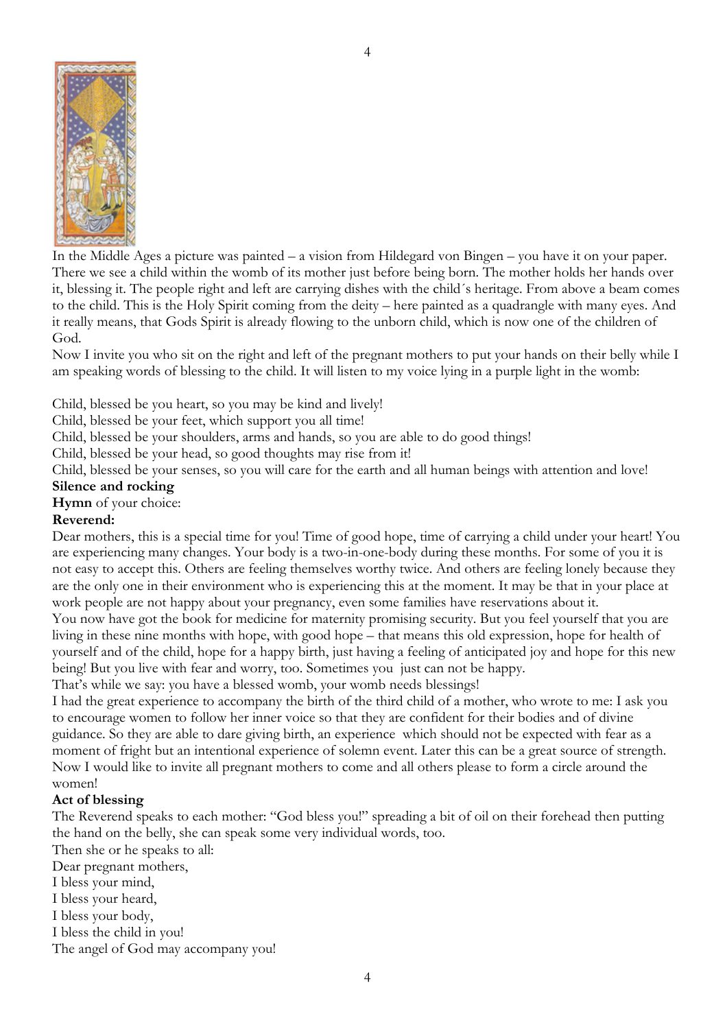In the Middle Ages a picture was painted – a vision from Hildegard von Bingen – you have it on your paper. There we see a child within the womb of its mother just before being born. The mother holds her hands over it, blessing it. The people right and left are carrying dishes with the child´s heritage. From above a beam comes to the child. This is the Holy Spirit coming from the deity – here painted as a quadrangle with many eyes. And it really means, that Gods Spirit is already flowing to the unborn child, which is now one of the children of God.

Now I invite you who sit on the right and left of the pregnant mothers to put your hands on their belly while I am speaking words of blessing to the child. It will listen to my voice lying in a purple light in the womb:

Child, blessed be you heart, so you may be kind and lively!
Child, blessed be your feet, which support you all time!
Child, blessed be your shoulders, arms and hands, so you are able to do good things!
Child, blessed be your head, so good thoughts may rise from it!
Child, blessed be your senses, so you will care for the earth and all human beings with attention and love!

**Silence and rocking**

**Hymn** of your choice:

**Reverend:**

Dear mothers, this is a special time for you! Time of good hope, time of carrying a child under your heart! You are experiencing many changes. Your body is a two-in-one-body during these months. For some of you it is not easy to accept this. Others are feeling themselves worthy twice. And others are feeling lonely because they are the only one in their environment who is experiencing this at the moment. It may be that in your place at work people are not happy about your pregnancy, even some families have reservations about it.

You now have got the book for medicine for maternity promising security. But you feel yourself that you are living in these nine months with hope, with good hope – that means this old expression, hope for health of yourself and of the child, hope for a happy birth, just having a feeling of anticipated joy and hope for this new being! But you live with fear and worry, too. Sometimes you just can not be happy.

That's while we say: you have a blessed womb, your womb needs blessings!

I had the great experience to accompany the birth of the third child of a mother, who wrote to me: I ask you to encourage women to follow her inner voice so that they are confident for their bodies and of divine guidance. So they are able to dare giving birth, an experience which should not be expected with fear as a moment of fright but an intentional experience of solemn event. Later this can be a great source of strength.

Now I would like to invite all pregnant mothers to come and all others please to form a circle around the women!

**Act of blessing**

The Reverend speaks to each mother: "God bless you!" spreading a bit of oil on their forehead then putting the hand on the belly, she can speak some very individual words, too.

Then she or he speaks to all:

Dear pregnant mothers,
I bless your mind,
I bless your heard,
I bless your body,
I bless the child in you!
The angel of God may accompany you!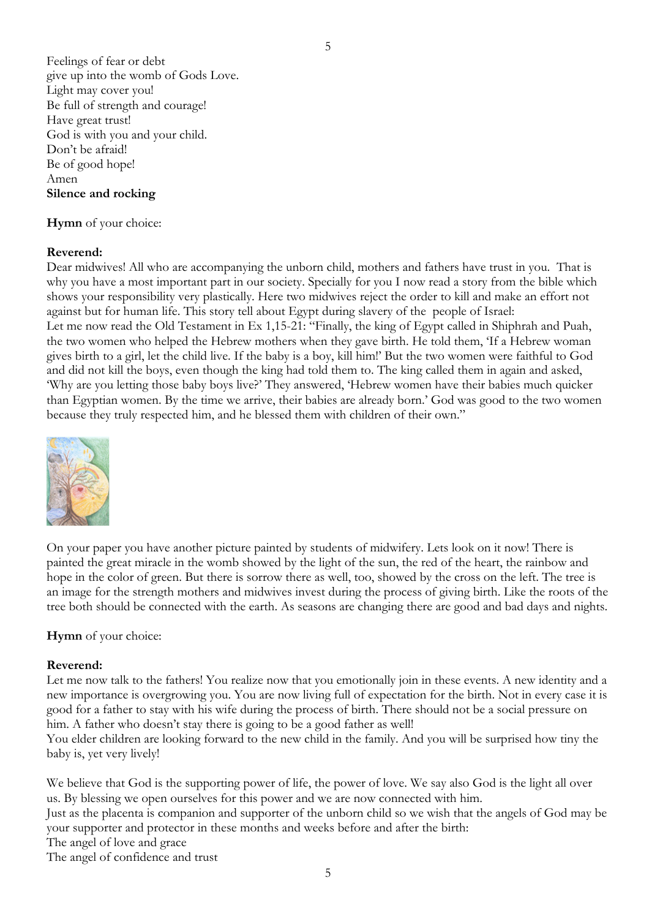Feelings of fear or debt
give up into the womb of Gods Love.
Light may cover you!
Be full of strength and courage!
Have great trust!
God is with you and your child.
Don't be afraid!
Be of good hope!
Amen
**Silence and rocking**

**Hymn** of your choice:

**Reverend:**
Dear midwives! All who are accompanying the unborn child, mothers and fathers have trust in you. That is why you have a most important part in our society. Specially for you I now read a story from the bible which shows your responsibility very plastically. Here two midwives reject the order to kill and make an effort not against but for human life. This story tell about Egypt during slavery of the people of Israel:
Let me now read the Old Testament in Ex 1,15-21: "Finally, the king of Egypt called in Shiphrah and Puah, the two women who helped the Hebrew mothers when they gave birth. He told them, 'If a Hebrew woman gives birth to a girl, let the child live. If the baby is a boy, kill him!' But the two women were faithful to God and did not kill the boys, even though the king had told them to. The king called them in again and asked, 'Why are you letting those baby boys live?' They answered, 'Hebrew women have their babies much quicker than Egyptian women. By the time we arrive, their babies are already born.' God was good to the two women because they truly respected him, and he blessed them with children of their own."

On your paper you have another picture painted by students of midwifery. Lets look on it now! There is painted the great miracle in the womb showed by the light of the sun, the red of the heart, the rainbow and hope in the color of green. But there is sorrow there as well, too, showed by the cross on the left. The tree is an image for the strength mothers and midwives invest during the process of giving birth. Like the roots of the tree both should be connected with the earth. As seasons are changing there are good and bad days and nights.

**Hymn** of your choice:

**Reverend:**
Let me now talk to the fathers! You realize now that you emotionally join in these events. A new identity and a new importance is overgrowing you. You are now living full of expectation for the birth. Not in every case it is good for a father to stay with his wife during the process of birth. There should not be a social pressure on him. A father who doesn't stay there is going to be a good father as well!
You elder children are looking forward to the new child in the family. And you will be surprised how tiny the baby is, yet very lively!

We believe that God is the supporting power of life, the power of love. We say also God is the light all over us. By blessing we open ourselves for this power and we are now connected with him.
Just as the placenta is companion and supporter of the unborn child so we wish that the angels of God may be your supporter and protector in these months and weeks before and after the birth:
The angel of love and grace
The angel of confidence and trust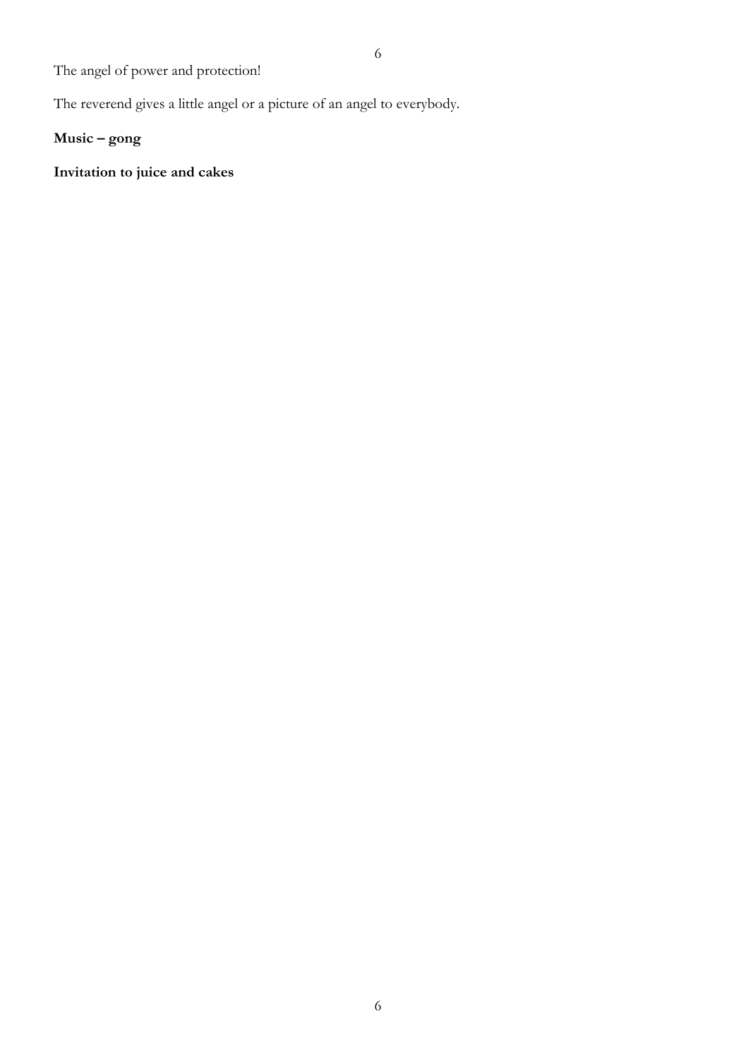The angel of power and protection!

The reverend gives a little angel or a picture of an angel to everybody.

**Music – gong**

**Invitation to juice and cakes**